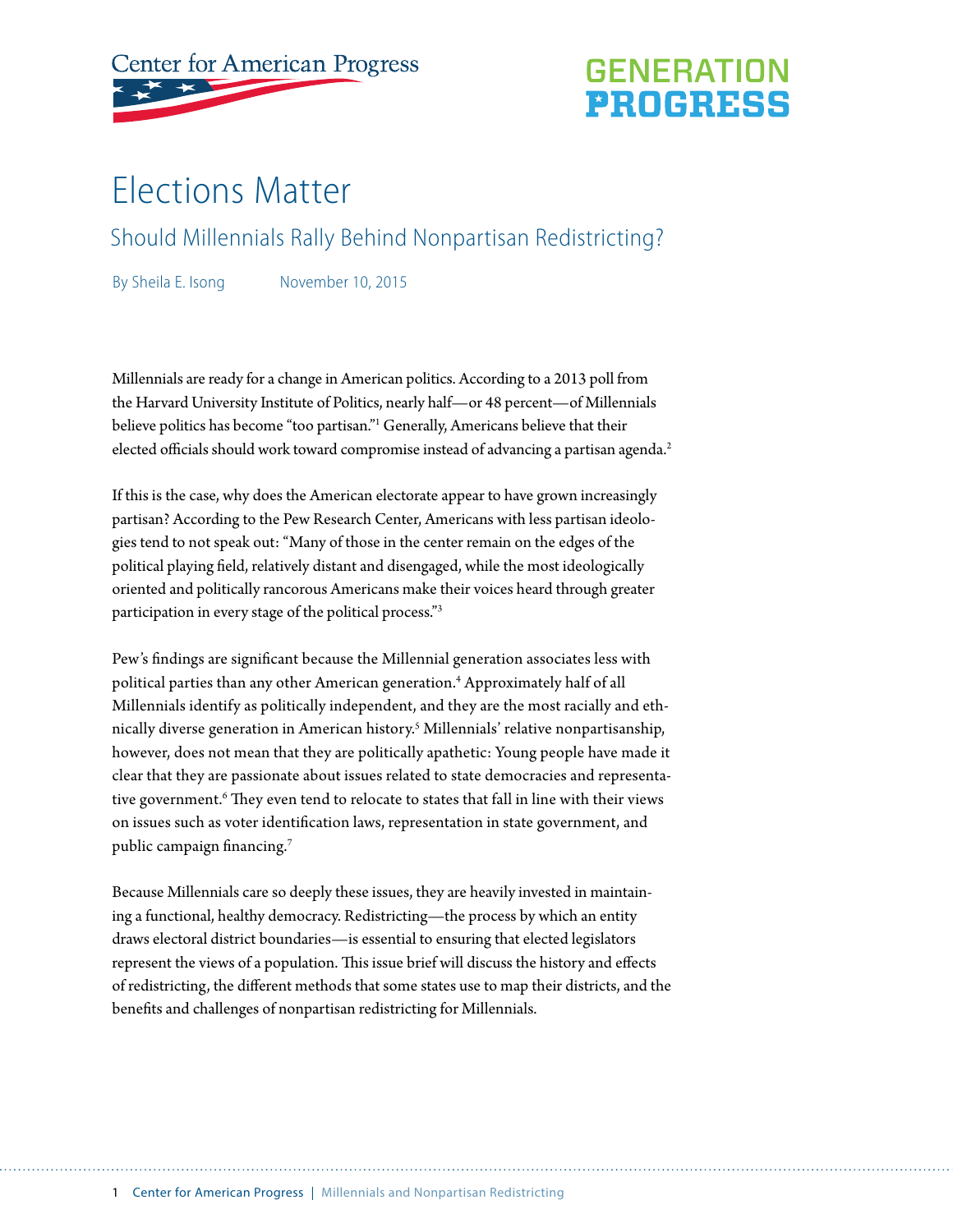Center for American Progress

GENERATION PROGRESS

# Elections Matter

## Should Millennials Rally Behind Nonpartisan Redistricting?

By Sheila E. Isong November 10, 2015

Millennials are ready for a change in American politics. According to a 2013 poll from the Harvard University Institute of Politics, nearly half—or 48 percent—of Millennials believe politics has become "too partisan."[1] Generally, Americans believe that their elected officials should work toward compromise instead of advancing a partisan agenda.[2]

If this is the case, why does the American electorate appear to have grown increasingly partisan? According to the Pew Research Center, Americans with less partisan ideologies tend to not speak out: "Many of those in the center remain on the edges of the political playing field, relatively distant and disengaged, while the most ideologically oriented and politically rancorous Americans make their voices heard through greater participation in every stage of the political process."[3]

Pew's findings are significant because the Millennial generation associates less with political parties than any other American generation.[4] Approximately half of all Millennials identify as politically independent, and they are the most racially and ethnically diverse generation in American history.[5] Millennials' relative nonpartisanship, however, does not mean that they are politically apathetic: Young people have made it clear that they are passionate about issues related to state democracies and representative government.[6] They even tend to relocate to states that fall in line with their views on issues such as voter identification laws, representation in state government, and public campaign financing.[7]

Because Millennials care so deeply these issues, they are heavily invested in maintaining a functional, healthy democracy. Redistricting—the process by which an entity draws electoral district boundaries—is essential to ensuring that elected legislators represent the views of a population. This issue brief will discuss the history and effects of redistricting, the different methods that some states use to map their districts, and the benefits and challenges of nonpartisan redistricting for Millennials.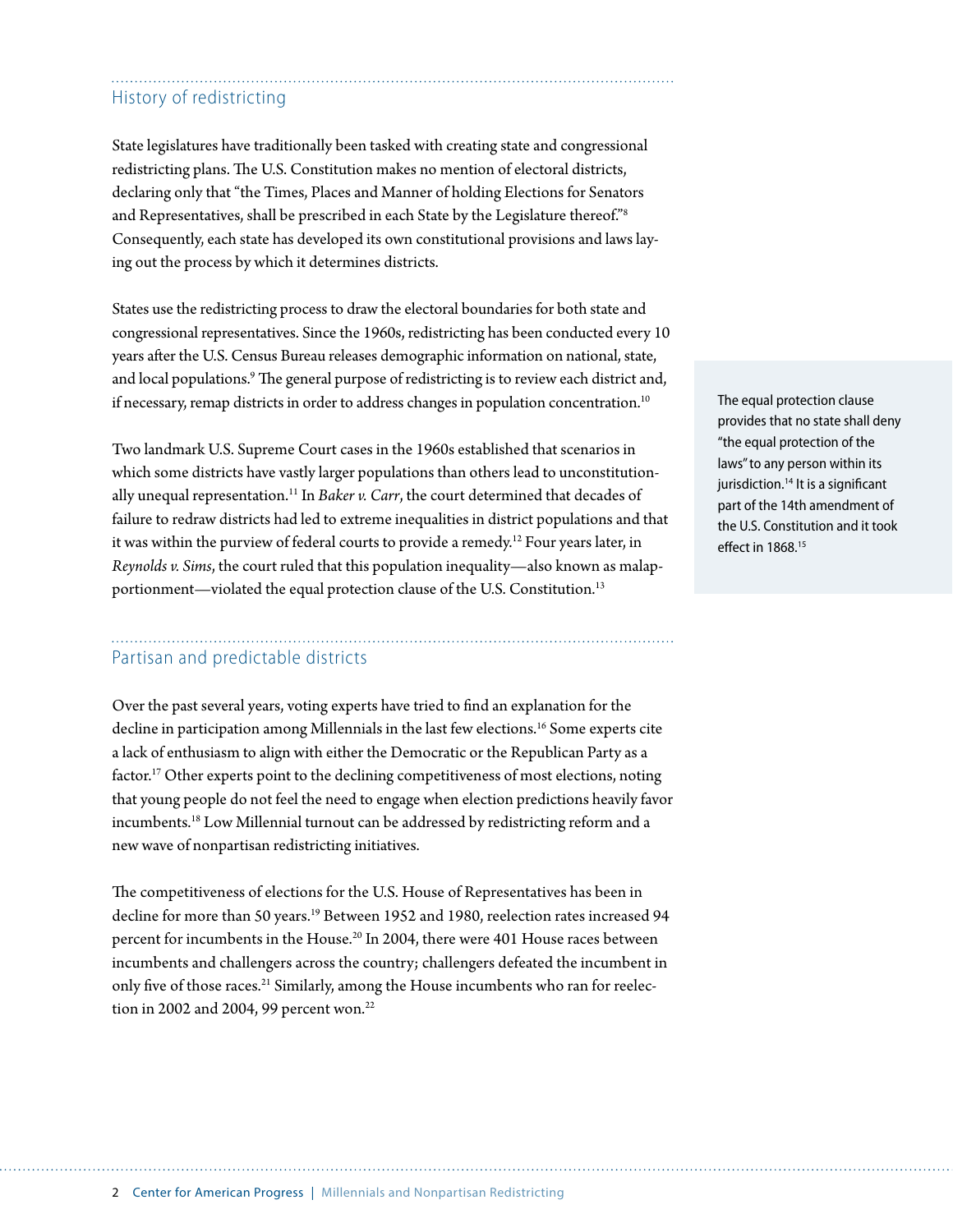## History of redistricting

State legislatures have traditionally been tasked with creating state and congressional redistricting plans. The U.S. Constitution makes no mention of electoral districts, declaring only that "the Times, Places and Manner of holding Elections for Senators and Representatives, shall be prescribed in each State by the Legislature thereof."[8] Consequently, each state has developed its own constitutional provisions and laws laying out the process by which it determines districts.

States use the redistricting process to draw the electoral boundaries for both state and congressional representatives. Since the 1960s, redistricting has been conducted every 10 years after the U.S. Census Bureau releases demographic information on national, state, and local populations.[9] The general purpose of redistricting is to review each district and, if necessary, remap districts in order to address changes in population concentration.[10]

Two landmark U.S. Supreme Court cases in the 1960s established that scenarios in which some districts have vastly larger populations than others lead to unconstitutionally unequal representation.[11] In *Baker v. Carr*, the court determined that decades of failure to redraw districts had led to extreme inequalities in district populations and that it was within the purview of federal courts to provide a remedy.[12] Four years later, in *Reynolds v. Sims*, the court ruled that this population inequality—also known as malapportionment—violated the equal protection clause of the U.S. Constitution.[13]

The equal protection clause provides that no state shall deny "the equal protection of the laws" to any person within its jurisdiction.[14] It is a significant part of the 14th amendment of the U.S. Constitution and it took effect in 1868.[15]

## Partisan and predictable districts

Over the past several years, voting experts have tried to find an explanation for the decline in participation among Millennials in the last few elections.[16] Some experts cite a lack of enthusiasm to align with either the Democratic or the Republican Party as a factor.[17] Other experts point to the declining competitiveness of most elections, noting that young people do not feel the need to engage when election predictions heavily favor incumbents.[18] Low Millennial turnout can be addressed by redistricting reform and a new wave of nonpartisan redistricting initiatives.

The competitiveness of elections for the U.S. House of Representatives has been in decline for more than 50 years.[19] Between 1952 and 1980, reelection rates increased 94 percent for incumbents in the House.[20] In 2004, there were 401 House races between incumbents and challengers across the country; challengers defeated the incumbent in only five of those races.[21] Similarly, among the House incumbents who ran for reelection in 2002 and 2004, 99 percent won.[22]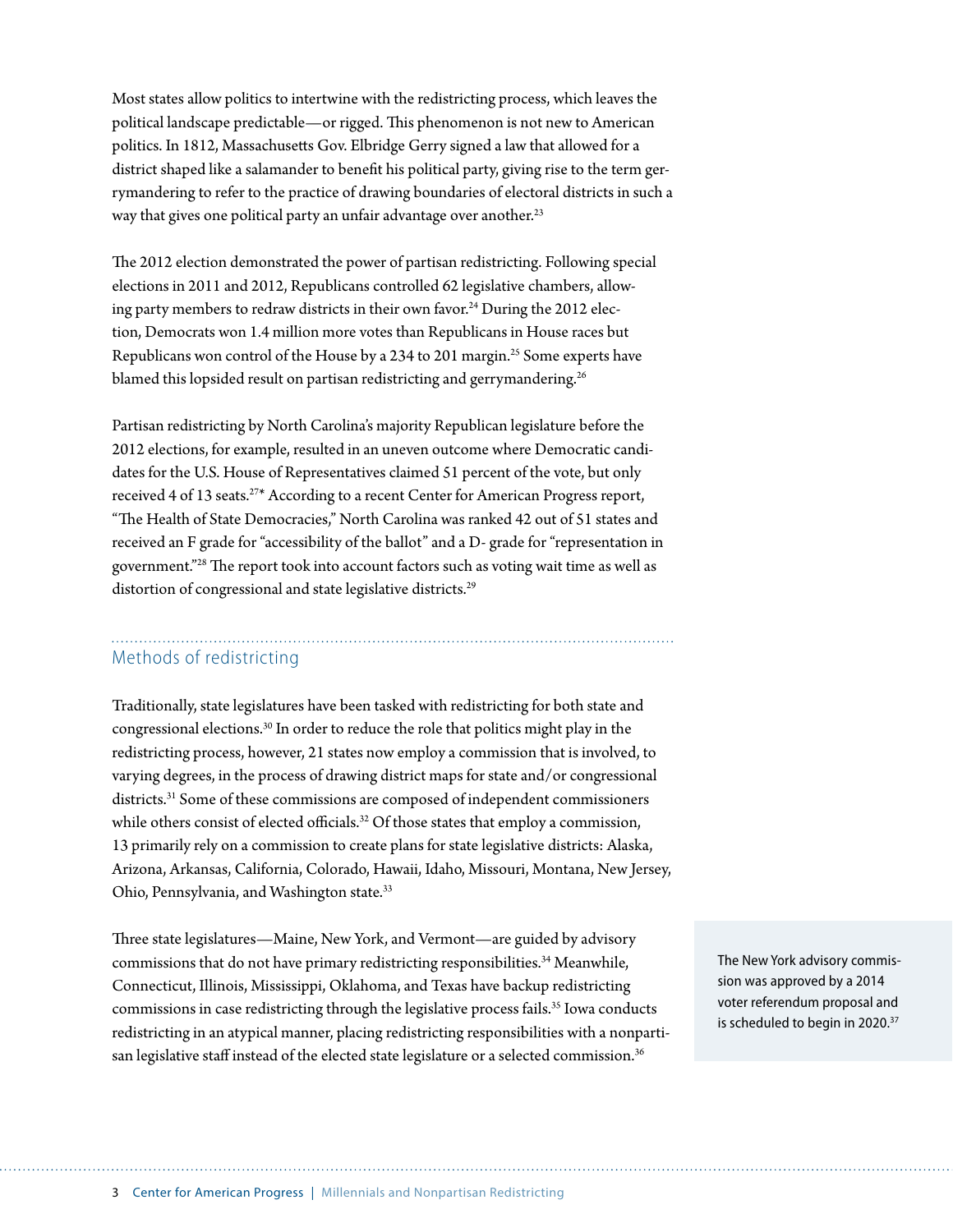Most states allow politics to intertwine with the redistricting process, which leaves the political landscape predictable—or rigged. This phenomenon is not new to American politics. In 1812, Massachusetts Gov. Elbridge Gerry signed a law that allowed for a district shaped like a salamander to benefit his political party, giving rise to the term gerrymandering to refer to the practice of drawing boundaries of electoral districts in such a way that gives one political party an unfair advantage over another.[23]

The 2012 election demonstrated the power of partisan redistricting. Following special elections in 2011 and 2012, Republicans controlled 62 legislative chambers, allowing party members to redraw districts in their own favor.[24] During the 2012 election, Democrats won 1.4 million more votes than Republicans in House races but Republicans won control of the House by a 234 to 201 margin.[25] Some experts have blamed this lopsided result on partisan redistricting and gerrymandering.[26]

Partisan redistricting by North Carolina's majority Republican legislature before the 2012 elections, for example, resulted in an uneven outcome where Democratic candidates for the U.S. House of Representatives claimed 51 percent of the vote, but only received 4 of 13 seats.[27]* According to a recent Center for American Progress report, "The Health of State Democracies," North Carolina was ranked 42 out of 51 states and received an F grade for "accessibility of the ballot" and a D- grade for "representation in government."[28] The report took into account factors such as voting wait time as well as distortion of congressional and state legislative districts.[29]

## Methods of redistricting

Traditionally, state legislatures have been tasked with redistricting for both state and congressional elections.[30] In order to reduce the role that politics might play in the redistricting process, however, 21 states now employ a commission that is involved, to varying degrees, in the process of drawing district maps for state and/or congressional districts.[31] Some of these commissions are composed of independent commissioners while others consist of elected officials.[32] Of those states that employ a commission, 13 primarily rely on a commission to create plans for state legislative districts: Alaska, Arizona, Arkansas, California, Colorado, Hawaii, Idaho, Missouri, Montana, New Jersey, Ohio, Pennsylvania, and Washington state.[33]

Three state legislatures—Maine, New York, and Vermont—are guided by advisory commissions that do not have primary redistricting responsibilities.[34] Meanwhile, Connecticut, Illinois, Mississippi, Oklahoma, and Texas have backup redistricting commissions in case redistricting through the legislative process fails.[35] Iowa conducts redistricting in an atypical manner, placing redistricting responsibilities with a nonpartisan legislative staff instead of the elected state legislature or a selected commission.[36]

> The New York advisory commission was approved by a 2014 voter referendum proposal and is scheduled to begin in 2020.[37]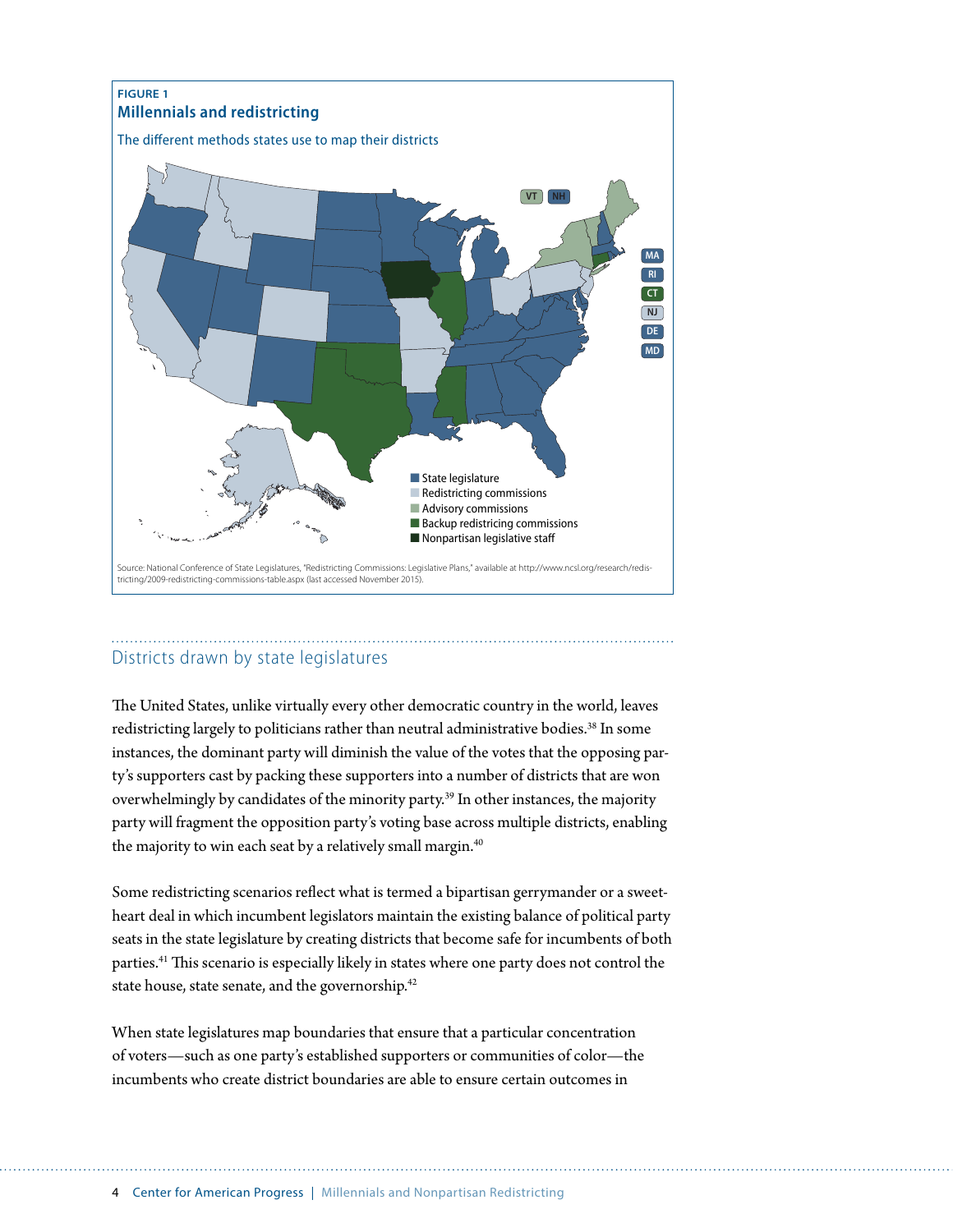FIGURE 1

**Millennials and redistricting**

The different methods states use to map their districts

- State legislature
- Redistricting commissions
- Advisory commissions
- Backup redistricing commissions
- Nonpartisan legislative staff

Source: National Conference of State Legislatures, "Redistricting Commissions: Legislative Plans," available at http://www.ncsl.org/research/redistricting/2009-redistricting-commissions-table.aspx (last accessed November 2015).

## Districts drawn by state legislatures

The United States, unlike virtually every other democratic country in the world, leaves redistricting largely to politicians rather than neutral administrative bodies.[38] In some instances, the dominant party will diminish the value of the votes that the opposing party's supporters cast by packing these supporters into a number of districts that are won overwhelmingly by candidates of the minority party.[39] In other instances, the majority party will fragment the opposition party's voting base across multiple districts, enabling the majority to win each seat by a relatively small margin.[40]

Some redistricting scenarios reflect what is termed a bipartisan gerrymander or a sweetheart deal in which incumbent legislators maintain the existing balance of political party seats in the state legislature by creating districts that become safe for incumbents of both parties.[41] This scenario is especially likely in states where one party does not control the state house, state senate, and the governorship.[42]

When state legislatures map boundaries that ensure that a particular concentration of voters—such as one party's established supporters or communities of color—the incumbents who create district boundaries are able to ensure certain outcomes in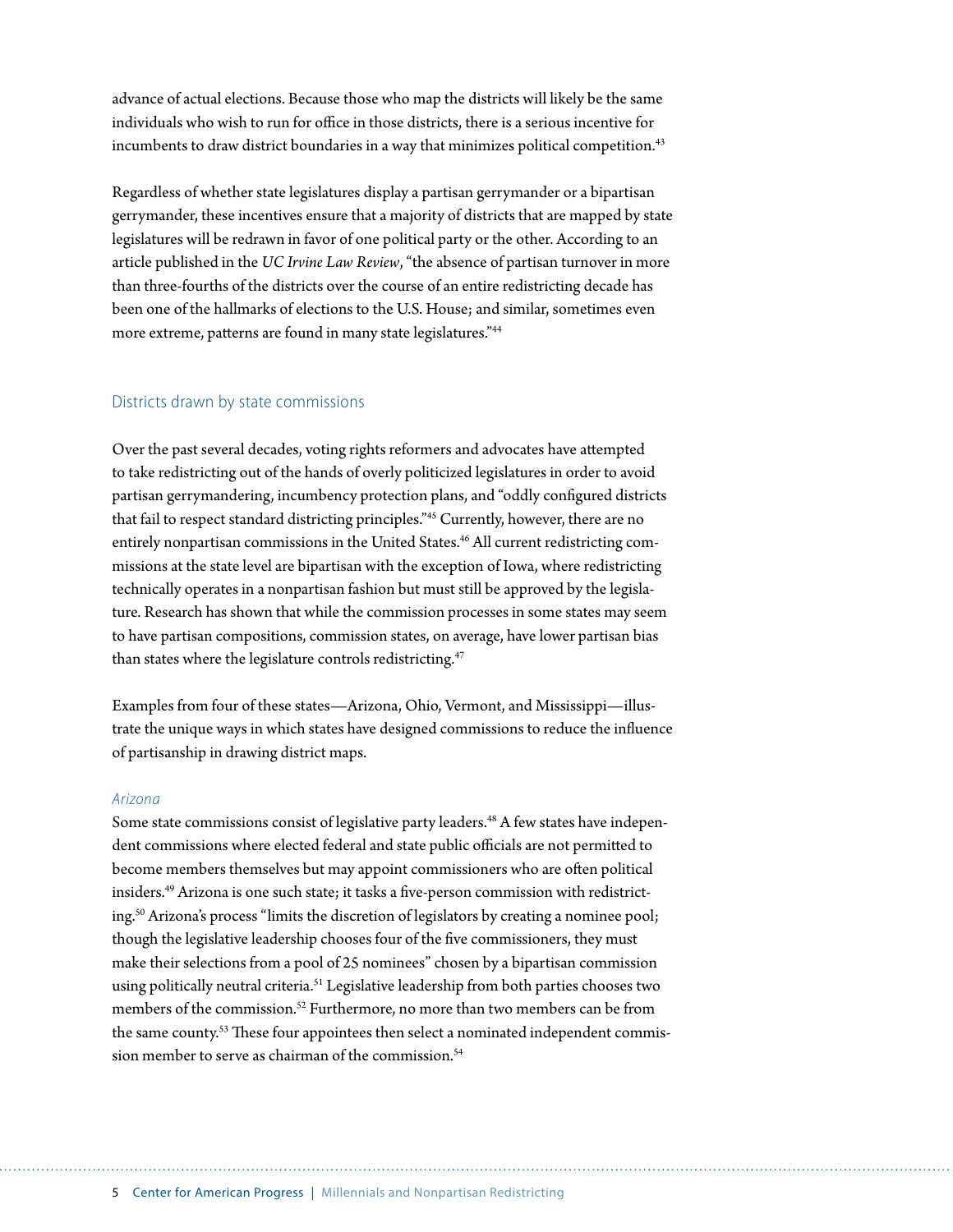advance of actual elections. Because those who map the districts will likely be the same individuals who wish to run for office in those districts, there is a serious incentive for incumbents to draw district boundaries in a way that minimizes political competition.[43]

Regardless of whether state legislatures display a partisan gerrymander or a bipartisan gerrymander, these incentives ensure that a majority of districts that are mapped by state legislatures will be redrawn in favor of one political party or the other. According to an article published in the *UC Irvine Law Review*, "the absence of partisan turnover in more than three-fourths of the districts over the course of an entire redistricting decade has been one of the hallmarks of elections to the U.S. House; and similar, sometimes even more extreme, patterns are found in many state legislatures."[44]

## Districts drawn by state commissions

Over the past several decades, voting rights reformers and advocates have attempted to take redistricting out of the hands of overly politicized legislatures in order to avoid partisan gerrymandering, incumbency protection plans, and "oddly configured districts that fail to respect standard districting principles."[45] Currently, however, there are no entirely nonpartisan commissions in the United States.[46] All current redistricting commissions at the state level are bipartisan with the exception of Iowa, where redistricting technically operates in a nonpartisan fashion but must still be approved by the legislature. Research has shown that while the commission processes in some states may seem to have partisan compositions, commission states, on average, have lower partisan bias than states where the legislature controls redistricting.[47]

Examples from four of these states—Arizona, Ohio, Vermont, and Mississippi—illustrate the unique ways in which states have designed commissions to reduce the influence of partisanship in drawing district maps.

### *Arizona*

Some state commissions consist of legislative party leaders.[48] A few states have independent commissions where elected federal and state public officials are not permitted to become members themselves but may appoint commissioners who are often political insiders.[49] Arizona is one such state; it tasks a five-person commission with redistricting.[50] Arizona's process "limits the discretion of legislators by creating a nominee pool; though the legislative leadership chooses four of the five commissioners, they must make their selections from a pool of 25 nominees" chosen by a bipartisan commission using politically neutral criteria.[51] Legislative leadership from both parties chooses two members of the commission.[52] Furthermore, no more than two members can be from the same county.[53] These four appointees then select a nominated independent commission member to serve as chairman of the commission.[54]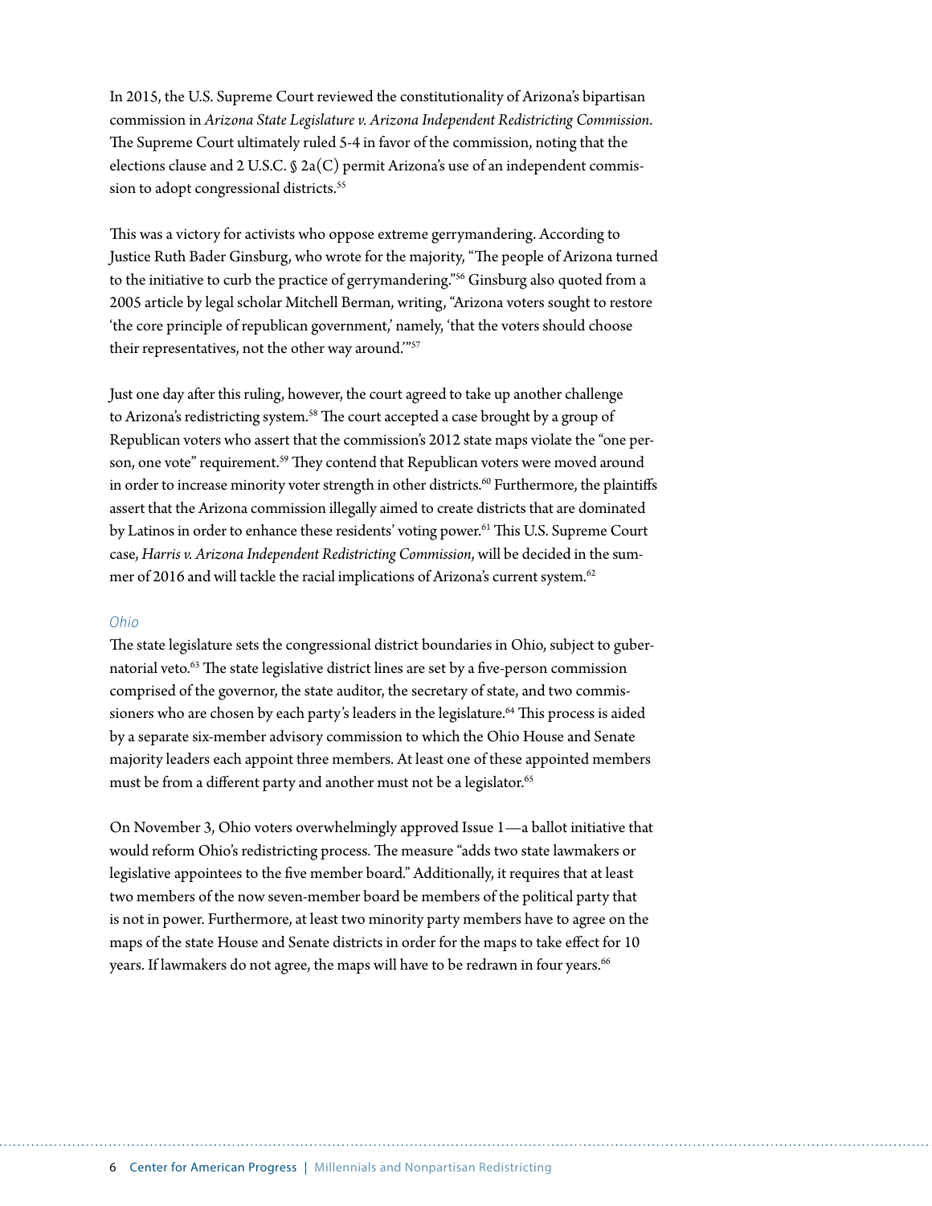In 2015, the U.S. Supreme Court reviewed the constitutionality of Arizona's bipartisan commission in *Arizona State Legislature v. Arizona Independent Redistricting Commission*. The Supreme Court ultimately ruled 5-4 in favor of the commission, noting that the elections clause and 2 U.S.C. § 2a(C) permit Arizona's use of an independent commission to adopt congressional districts.[55]

This was a victory for activists who oppose extreme gerrymandering. According to Justice Ruth Bader Ginsburg, who wrote for the majority, "The people of Arizona turned to the initiative to curb the practice of gerrymandering."[56] Ginsburg also quoted from a 2005 article by legal scholar Mitchell Berman, writing, "Arizona voters sought to restore 'the core principle of republican government,' namely, 'that the voters should choose their representatives, not the other way around.'"[57]

Just one day after this ruling, however, the court agreed to take up another challenge to Arizona's redistricting system.[58] The court accepted a case brought by a group of Republican voters who assert that the commission's 2012 state maps violate the "one person, one vote" requirement.[59] They contend that Republican voters were moved around in order to increase minority voter strength in other districts.[60] Furthermore, the plaintiffs assert that the Arizona commission illegally aimed to create districts that are dominated by Latinos in order to enhance these residents' voting power.[61] This U.S. Supreme Court case, *Harris v. Arizona Independent Redistricting Commission*, will be decided in the summer of 2016 and will tackle the racial implications of Arizona's current system.[62]

### *Ohio*

The state legislature sets the congressional district boundaries in Ohio, subject to gubernatorial veto.[63] The state legislative district lines are set by a five-person commission comprised of the governor, the state auditor, the secretary of state, and two commissioners who are chosen by each party's leaders in the legislature.[64] This process is aided by a separate six-member advisory commission to which the Ohio House and Senate majority leaders each appoint three members. At least one of these appointed members must be from a different party and another must not be a legislator.[65]

On November 3, Ohio voters overwhelmingly approved Issue 1—a ballot initiative that would reform Ohio's redistricting process. The measure "adds two state lawmakers or legislative appointees to the five member board." Additionally, it requires that at least two members of the now seven-member board be members of the political party that is not in power. Furthermore, at least two minority party members have to agree on the maps of the state House and Senate districts in order for the maps to take effect for 10 years. If lawmakers do not agree, the maps will have to be redrawn in four years.[66]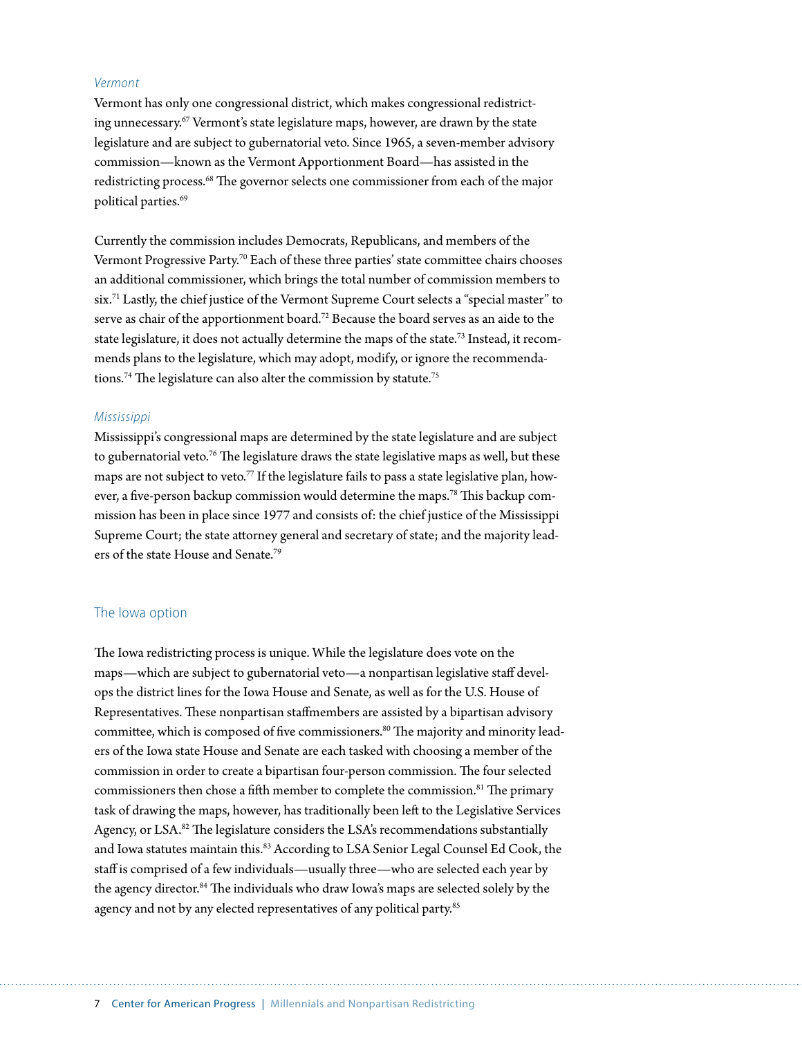### *Vermont*

Vermont has only one congressional district, which makes congressional redistricting unnecessary.[67] Vermont's state legislature maps, however, are drawn by the state legislature and are subject to gubernatorial veto. Since 1965, a seven-member advisory commission—known as the Vermont Apportionment Board—has assisted in the redistricting process.[68] The governor selects one commissioner from each of the major political parties.[69]

Currently the commission includes Democrats, Republicans, and members of the Vermont Progressive Party.[70] Each of these three parties' state committee chairs chooses an additional commissioner, which brings the total number of commission members to six.[71] Lastly, the chief justice of the Vermont Supreme Court selects a "special master" to serve as chair of the apportionment board.[72] Because the board serves as an aide to the state legislature, it does not actually determine the maps of the state.[73] Instead, it recommends plans to the legislature, which may adopt, modify, or ignore the recommendations.[74] The legislature can also alter the commission by statute.[75]

### *Mississippi*

Mississippi's congressional maps are determined by the state legislature and are subject to gubernatorial veto.[76] The legislature draws the state legislative maps as well, but these maps are not subject to veto.[77] If the legislature fails to pass a state legislative plan, however, a five-person backup commission would determine the maps.[78] This backup commission has been in place since 1977 and consists of: the chief justice of the Mississippi Supreme Court; the state attorney general and secretary of state; and the majority leaders of the state House and Senate.[79]

## The Iowa option

The Iowa redistricting process is unique. While the legislature does vote on the maps—which are subject to gubernatorial veto—a nonpartisan legislative staff develops the district lines for the Iowa House and Senate, as well as for the U.S. House of Representatives. These nonpartisan staffmembers are assisted by a bipartisan advisory committee, which is composed of five commissioners.[80] The majority and minority leaders of the Iowa state House and Senate are each tasked with choosing a member of the commission in order to create a bipartisan four-person commission. The four selected commissioners then chose a fifth member to complete the commission.[81] The primary task of drawing the maps, however, has traditionally been left to the Legislative Services Agency, or LSA.[82] The legislature considers the LSA's recommendations substantially and Iowa statutes maintain this.[83] According to LSA Senior Legal Counsel Ed Cook, the staff is comprised of a few individuals—usually three—who are selected each year by the agency director.[84] The individuals who draw Iowa's maps are selected solely by the agency and not by any elected representatives of any political party.[85]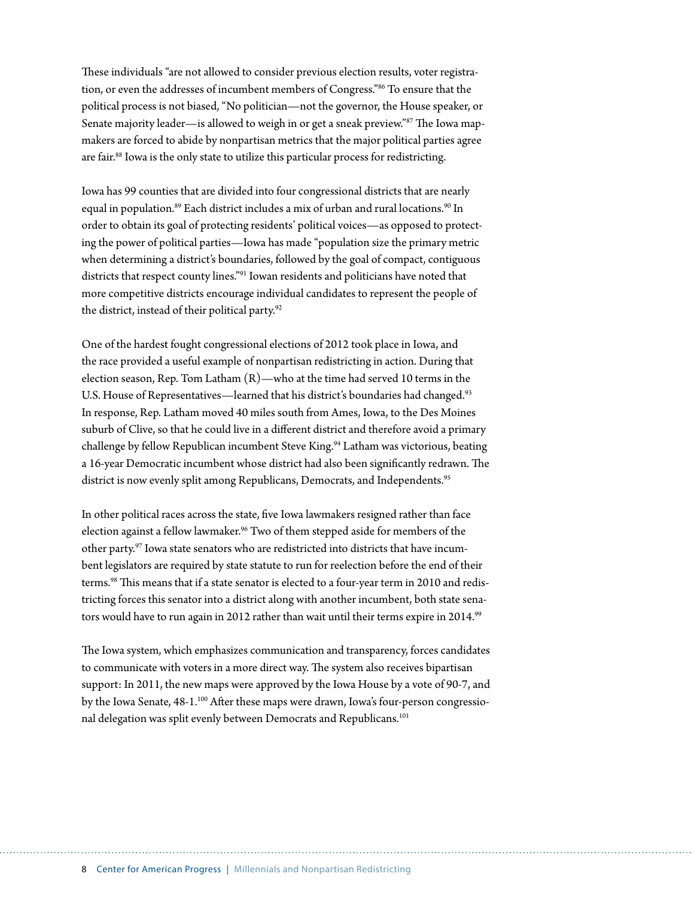These individuals "are not allowed to consider previous election results, voter registration, or even the addresses of incumbent members of Congress."[86] To ensure that the political process is not biased, "No politician—not the governor, the House speaker, or Senate majority leader—is allowed to weigh in or get a sneak preview."[87] The Iowa mapmakers are forced to abide by nonpartisan metrics that the major political parties agree are fair.[88] Iowa is the only state to utilize this particular process for redistricting.

Iowa has 99 counties that are divided into four congressional districts that are nearly equal in population.[89] Each district includes a mix of urban and rural locations.[90] In order to obtain its goal of protecting residents' political voices—as opposed to protecting the power of political parties—Iowa has made "population size the primary metric when determining a district's boundaries, followed by the goal of compact, contiguous districts that respect county lines."[91] Iowan residents and politicians have noted that more competitive districts encourage individual candidates to represent the people of the district, instead of their political party.[92]

One of the hardest fought congressional elections of 2012 took place in Iowa, and the race provided a useful example of nonpartisan redistricting in action. During that election season, Rep. Tom Latham (R)—who at the time had served 10 terms in the U.S. House of Representatives—learned that his district's boundaries had changed.[93] In response, Rep. Latham moved 40 miles south from Ames, Iowa, to the Des Moines suburb of Clive, so that he could live in a different district and therefore avoid a primary challenge by fellow Republican incumbent Steve King.[94] Latham was victorious, beating a 16-year Democratic incumbent whose district had also been significantly redrawn. The district is now evenly split among Republicans, Democrats, and Independents.[95]

In other political races across the state, five Iowa lawmakers resigned rather than face election against a fellow lawmaker.[96] Two of them stepped aside for members of the other party.[97] Iowa state senators who are redistricted into districts that have incumbent legislators are required by state statute to run for reelection before the end of their terms.[98] This means that if a state senator is elected to a four-year term in 2010 and redistricting forces this senator into a district along with another incumbent, both state senators would have to run again in 2012 rather than wait until their terms expire in 2014.[99]

The Iowa system, which emphasizes communication and transparency, forces candidates to communicate with voters in a more direct way. The system also receives bipartisan support: In 2011, the new maps were approved by the Iowa House by a vote of 90-7, and by the Iowa Senate, 48-1.[100] After these maps were drawn, Iowa's four-person congressional delegation was split evenly between Democrats and Republicans.[101]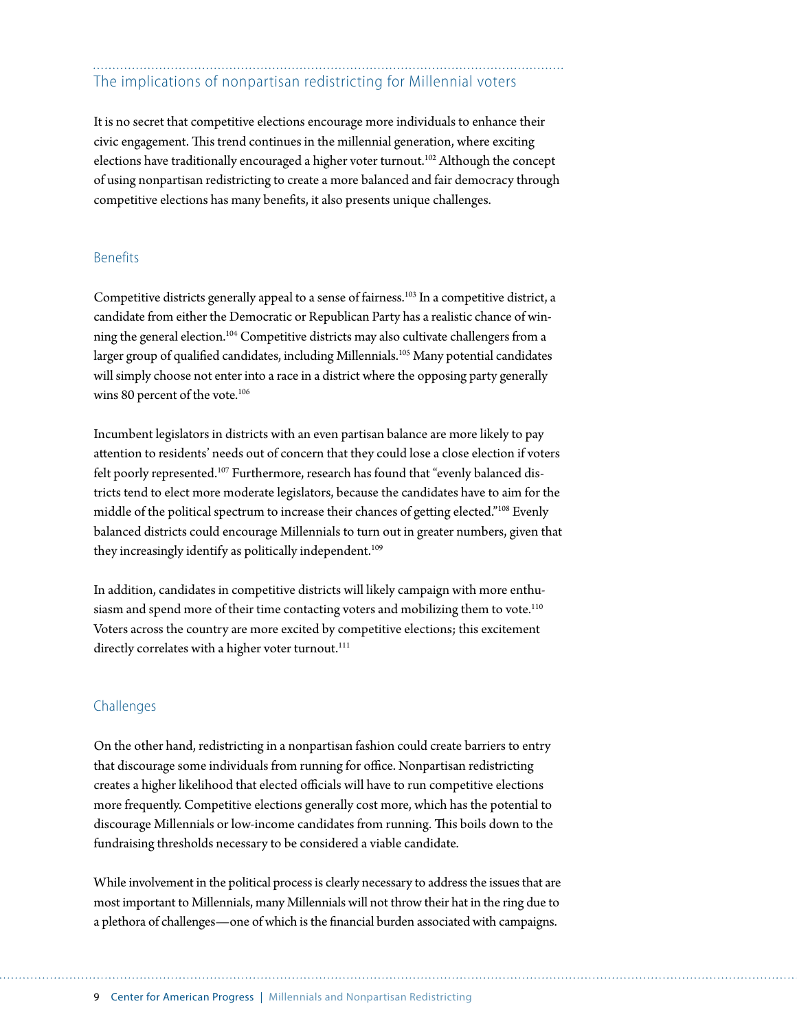## The implications of nonpartisan redistricting for Millennial voters

It is no secret that competitive elections encourage more individuals to enhance their civic engagement. This trend continues in the millennial generation, where exciting elections have traditionally encouraged a higher voter turnout.[102] Although the concept of using nonpartisan redistricting to create a more balanced and fair democracy through competitive elections has many benefits, it also presents unique challenges.

### Benefits

Competitive districts generally appeal to a sense of fairness.[103] In a competitive district, a candidate from either the Democratic or Republican Party has a realistic chance of winning the general election.[104] Competitive districts may also cultivate challengers from a larger group of qualified candidates, including Millennials.[105] Many potential candidates will simply choose not enter into a race in a district where the opposing party generally wins 80 percent of the vote.[106]

Incumbent legislators in districts with an even partisan balance are more likely to pay attention to residents' needs out of concern that they could lose a close election if voters felt poorly represented.[107] Furthermore, research has found that "evenly balanced districts tend to elect more moderate legislators, because the candidates have to aim for the middle of the political spectrum to increase their chances of getting elected."[108] Evenly balanced districts could encourage Millennials to turn out in greater numbers, given that they increasingly identify as politically independent.[109]

In addition, candidates in competitive districts will likely campaign with more enthusiasm and spend more of their time contacting voters and mobilizing them to vote.[110] Voters across the country are more excited by competitive elections; this excitement directly correlates with a higher voter turnout.[111]

### Challenges

On the other hand, redistricting in a nonpartisan fashion could create barriers to entry that discourage some individuals from running for office. Nonpartisan redistricting creates a higher likelihood that elected officials will have to run competitive elections more frequently. Competitive elections generally cost more, which has the potential to discourage Millennials or low-income candidates from running. This boils down to the fundraising thresholds necessary to be considered a viable candidate.

While involvement in the political process is clearly necessary to address the issues that are most important to Millennials, many Millennials will not throw their hat in the ring due to a plethora of challenges—one of which is the financial burden associated with campaigns.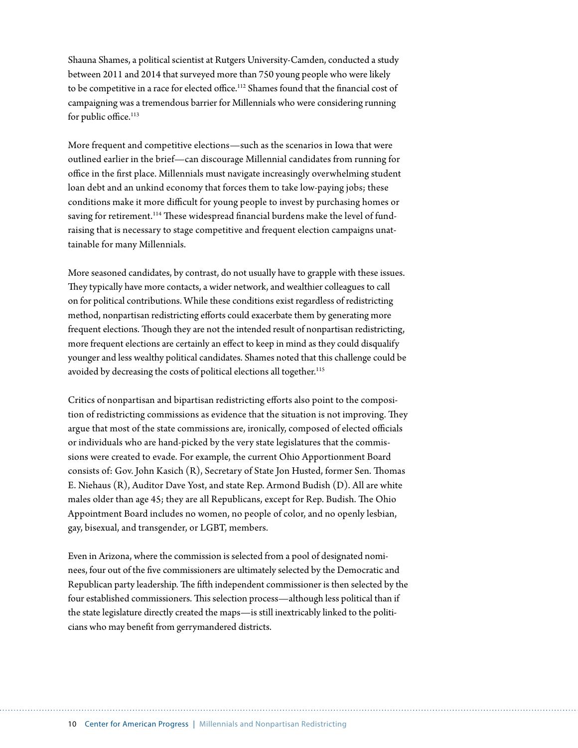Shauna Shames, a political scientist at Rutgers University-Camden, conducted a study between 2011 and 2014 that surveyed more than 750 young people who were likely to be competitive in a race for elected office.[112] Shames found that the financial cost of campaigning was a tremendous barrier for Millennials who were considering running for public office.[113]

More frequent and competitive elections—such as the scenarios in Iowa that were outlined earlier in the brief—can discourage Millennial candidates from running for office in the first place. Millennials must navigate increasingly overwhelming student loan debt and an unkind economy that forces them to take low-paying jobs; these conditions make it more difficult for young people to invest by purchasing homes or saving for retirement.[114] These widespread financial burdens make the level of fundraising that is necessary to stage competitive and frequent election campaigns unattainable for many Millennials.

More seasoned candidates, by contrast, do not usually have to grapple with these issues. They typically have more contacts, a wider network, and wealthier colleagues to call on for political contributions. While these conditions exist regardless of redistricting method, nonpartisan redistricting efforts could exacerbate them by generating more frequent elections. Though they are not the intended result of nonpartisan redistricting, more frequent elections are certainly an effect to keep in mind as they could disqualify younger and less wealthy political candidates. Shames noted that this challenge could be avoided by decreasing the costs of political elections all together.[115]

Critics of nonpartisan and bipartisan redistricting efforts also point to the composition of redistricting commissions as evidence that the situation is not improving. They argue that most of the state commissions are, ironically, composed of elected officials or individuals who are hand-picked by the very state legislatures that the commissions were created to evade. For example, the current Ohio Apportionment Board consists of: Gov. John Kasich (R), Secretary of State Jon Husted, former Sen. Thomas E. Niehaus (R), Auditor Dave Yost, and state Rep. Armond Budish (D). All are white males older than age 45; they are all Republicans, except for Rep. Budish. The Ohio Appointment Board includes no women, no people of color, and no openly lesbian, gay, bisexual, and transgender, or LGBT, members.

Even in Arizona, where the commission is selected from a pool of designated nominees, four out of the five commissioners are ultimately selected by the Democratic and Republican party leadership. The fifth independent commissioner is then selected by the four established commissioners. This selection process—although less political than if the state legislature directly created the maps—is still inextricably linked to the politicians who may benefit from gerrymandered districts.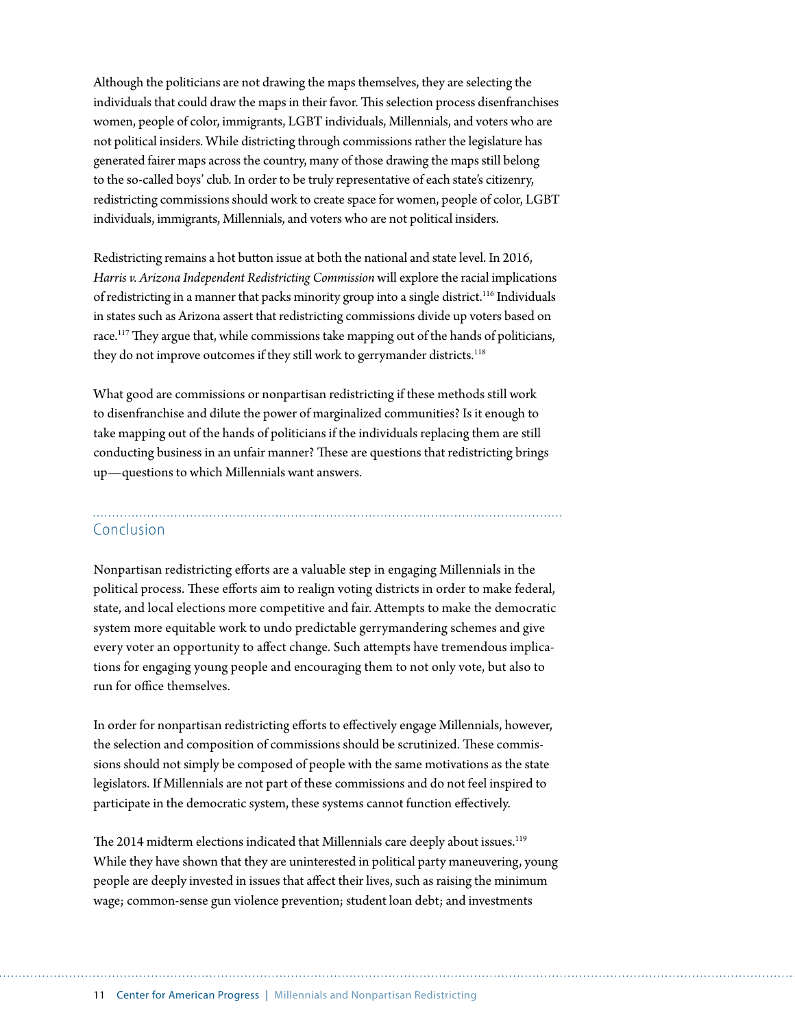Although the politicians are not drawing the maps themselves, they are selecting the individuals that could draw the maps in their favor. This selection process disenfranchises women, people of color, immigrants, LGBT individuals, Millennials, and voters who are not political insiders. While districting through commissions rather the legislature has generated fairer maps across the country, many of those drawing the maps still belong to the so-called boys' club. In order to be truly representative of each state's citizenry, redistricting commissions should work to create space for women, people of color, LGBT individuals, immigrants, Millennials, and voters who are not political insiders.

Redistricting remains a hot button issue at both the national and state level. In 2016, *Harris v. Arizona Independent Redistricting Commission* will explore the racial implications of redistricting in a manner that packs minority group into a single district.[116] Individuals in states such as Arizona assert that redistricting commissions divide up voters based on race.[117] They argue that, while commissions take mapping out of the hands of politicians, they do not improve outcomes if they still work to gerrymander districts.[118]

What good are commissions or nonpartisan redistricting if these methods still work to disenfranchise and dilute the power of marginalized communities? Is it enough to take mapping out of the hands of politicians if the individuals replacing them are still conducting business in an unfair manner? These are questions that redistricting brings up—questions to which Millennials want answers.

## Conclusion

Nonpartisan redistricting efforts are a valuable step in engaging Millennials in the political process. These efforts aim to realign voting districts in order to make federal, state, and local elections more competitive and fair. Attempts to make the democratic system more equitable work to undo predictable gerrymandering schemes and give every voter an opportunity to affect change. Such attempts have tremendous implications for engaging young people and encouraging them to not only vote, but also to run for office themselves.

In order for nonpartisan redistricting efforts to effectively engage Millennials, however, the selection and composition of commissions should be scrutinized. These commissions should not simply be composed of people with the same motivations as the state legislators. If Millennials are not part of these commissions and do not feel inspired to participate in the democratic system, these systems cannot function effectively.

The 2014 midterm elections indicated that Millennials care deeply about issues.[119] While they have shown that they are uninterested in political party maneuvering, young people are deeply invested in issues that affect their lives, such as raising the minimum wage; common-sense gun violence prevention; student loan debt; and investments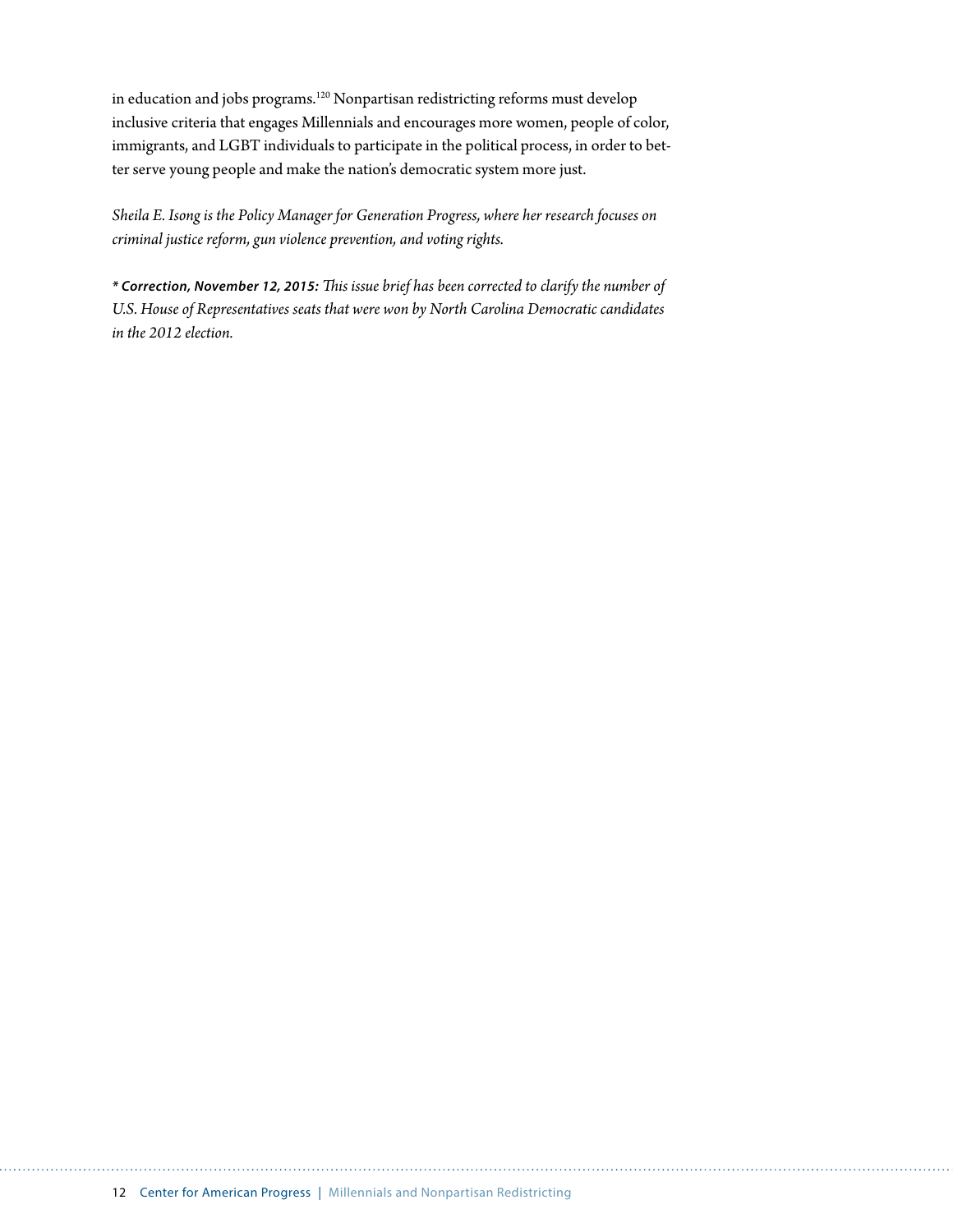in education and jobs programs.[120] Nonpartisan redistricting reforms must develop inclusive criteria that engages Millennials and encourages more women, people of color, immigrants, and LGBT individuals to participate in the political process, in order to better serve young people and make the nation's democratic system more just.

*Sheila E. Isong is the Policy Manager for Generation Progress, where her research focuses on criminal justice reform, gun violence prevention, and voting rights.*

***\* Correction, November 12, 2015:** This issue brief has been corrected to clarify the number of U.S. House of Representatives seats that were won by North Carolina Democratic candidates in the 2012 election.*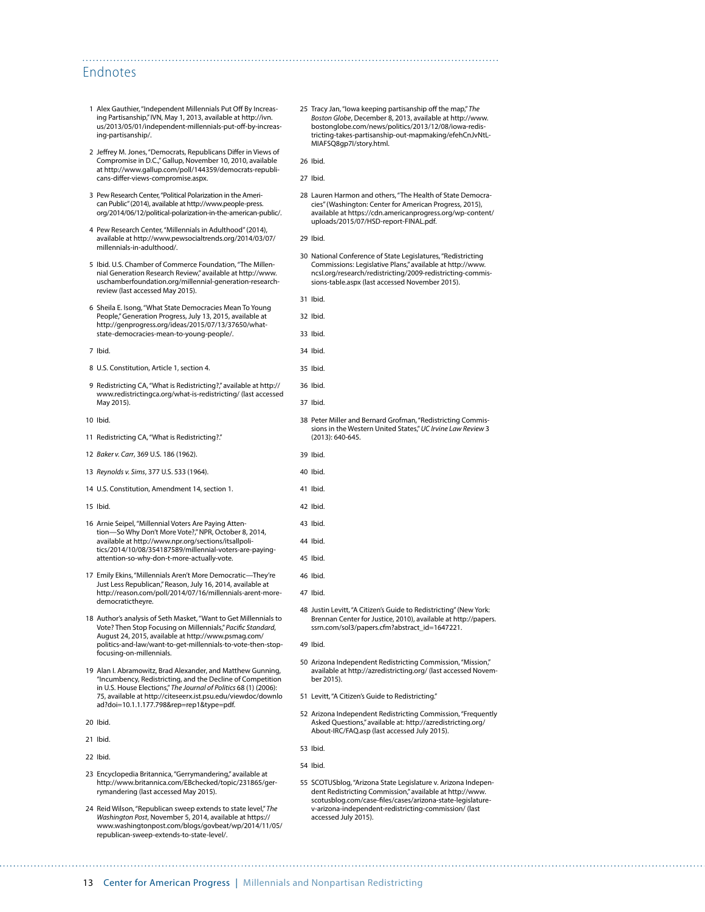## Endnotes

1 Alex Gauthier, "Independent Millennials Put Off By Increasing Partisanship," IVN, May 1, 2013, available at http://ivn.us/2013/05/01/independent-millennials-put-off-by-increasing-partisanship/.

2 Jeffrey M. Jones, "Democrats, Republicans Differ in Views of Compromise in D.C.," Gallup, November 10, 2010, available at http://www.gallup.com/poll/144359/democrats-republicans-differ-views-compromise.aspx.

3 Pew Research Center, "Political Polarization in the American Public" (2014), available at http://www.people-press.org/2014/06/12/political-polarization-in-the-american-public/.

4 Pew Research Center, "Millennials in Adulthood" (2014), available at http://www.pewsocialtrends.org/2014/03/07/millennials-in-adulthood/.

5 Ibid. U.S. Chamber of Commerce Foundation, "The Millennial Generation Research Review," available at http://www.uschamberfoundation.org/millennial-generation-research-review (last accessed May 2015).

6 Sheila E. Isong, "What State Democracies Mean To Young People," Generation Progress, July 13, 2015, available at http://genprogress.org/ideas/2015/07/13/37650/what-state-democracies-mean-to-young-people/.

7 Ibid.

8 U.S. Constitution, Article 1, section 4.

9 Redistricting CA, "What is Redistricting?," available at http://www.redistrictingca.org/what-is-redistricting/ (last accessed May 2015).

10 Ibid.

11 Redistricting CA, "What is Redistricting?."

12 *Baker v. Carr*, 369 U.S. 186 (1962).

13 *Reynolds v. Sims*, 377 U.S. 533 (1964).

14 U.S. Constitution, Amendment 14, section 1.

15 Ibid.

16 Arnie Seipel, "Millennial Voters Are Paying Attention—So Why Don't More Vote?," NPR, October 8, 2014, available at http://www.npr.org/sections/itsallpolitics/2014/10/08/354187589/millennial-voters-are-paying-attention-so-why-don-t-more-actually-vote.

17 Emily Ekins, "Millennials Aren't More Democratic—They're Just Less Republican," Reason, July 16, 2014, available at http://reason.com/poll/2014/07/16/millennials-arent-more-democratictheyre.

18 Author's analysis of Seth Masket, "Want to Get Millennials to Vote? Then Stop Focusing on Millennials," *Pacific Standard*, August 24, 2015, available at http://www.psmag.com/politics-and-law/want-to-get-millennials-to-vote-then-stop-focusing-on-millennials.

19 Alan I. Abramowitz, Brad Alexander, and Matthew Gunning, "Incumbency, Redistricting, and the Decline of Competition in U.S. House Elections," *The Journal of Politics* 68 (1) (2006): 75, available at http://citeseerx.ist.psu.edu/viewdoc/download?doi=10.1.1.177.798&rep=rep1&type=pdf.

20 Ibid.

21 Ibid.

22 Ibid.

23 Encyclopedia Britannica, "Gerrymandering," available at http://www.britannica.com/EBchecked/topic/231865/gerrymandering (last accessed May 2015).

24 Reid Wilson, "Republican sweep extends to state level," *The Washington Post*, November 5, 2014, available at https://www.washingtonpost.com/blogs/govbeat/wp/2014/11/05/republican-sweep-extends-to-state-level/.

25 Tracy Jan, "Iowa keeping partisanship off the map," *The Boston Globe*, December 8, 2013, available at http://www.bostonglobe.com/news/politics/2013/12/08/iowa-redistricting-takes-partisanship-out-mapmaking/efehCnJvNtLMIAFSQ8gp7I/story.html.

26 Ibid.

27 Ibid.

28 Lauren Harmon and others, "The Health of State Democracies" (Washington: Center for American Progress, 2015), available at https://cdn.americanprogress.org/wp-content/uploads/2015/07/HSD-report-FINAL.pdf.

29 Ibid.

30 National Conference of State Legislatures, "Redistricting Commissions: Legislative Plans," available at http://www.ncsl.org/research/redistricting/2009-redistricting-commissions-table.aspx (last accessed November 2015).

31 Ibid.

32 Ibid.

33 Ibid.

34 Ibid.

35 Ibid.

36 Ibid.

37 Ibid.

38 Peter Miller and Bernard Grofman, "Redistricting Commissions in the Western United States," *UC Irvine Law Review* 3 (2013): 640-645.

39 Ibid.

40 Ibid.

41 Ibid.

42 Ibid.

43 Ibid.

44 Ibid.

45 Ibid.

46 Ibid.

47 Ibid.

48 Justin Levitt, "A Citizen's Guide to Redistricting" (New York: Brennan Center for Justice, 2010), available at http://papers.ssrn.com/sol3/papers.cfm?abstract_id=1647221.

49 Ibid.

50 Arizona Independent Redistricting Commission, "Mission," available at http://azredistricting.org/ (last accessed November 2015).

51 Levitt, "A Citizen's Guide to Redistricting."

52 Arizona Independent Redistricting Commission, "Frequently Asked Questions," available at: http://azredistricting.org/About-IRC/FAQ.asp (last accessed July 2015).

53 Ibid.

54 Ibid.

55 SCOTUSblog, "Arizona State Legislature v. Arizona Independent Redistricting Commission," available at http://www.scotusblog.com/case-files/cases/arizona-state-legislature-v-arizona-independent-redistricting-commission/ (last accessed July 2015).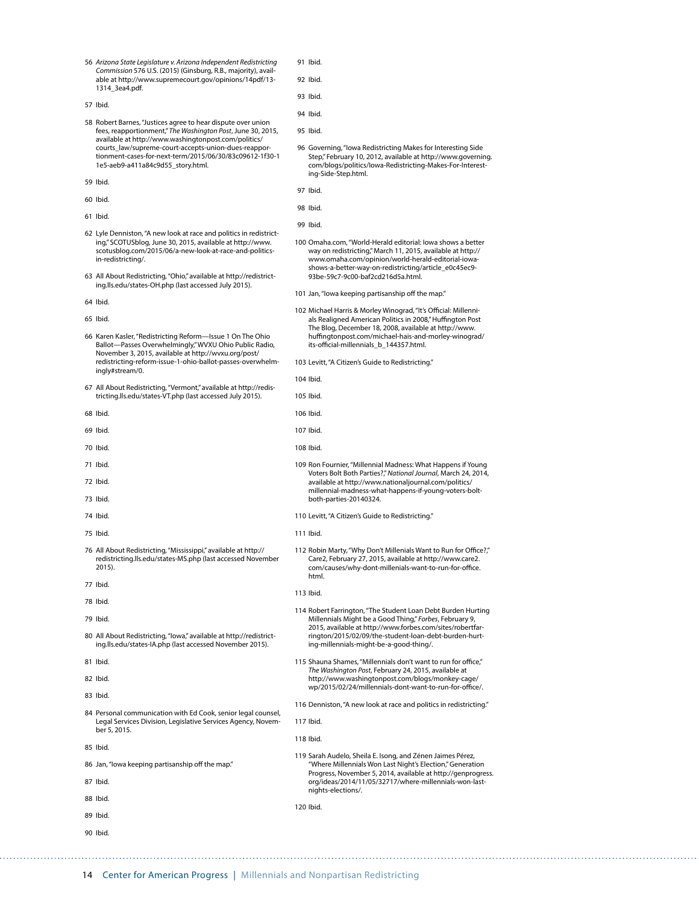56 *Arizona State Legislature v. Arizona Independent Redistricting Commission* 576 U.S. (2015) (Ginsburg, R.B., majority), available at http://www.supremecourt.gov/opinions/14pdf/13-1314_3ea4.pdf.

57 Ibid.

58 Robert Barnes, "Justices agree to hear dispute over union fees, reapportionment," *The Washington Post*, June 30, 2015, available at http://www.washingtonpost.com/politics/courts_law/supreme-court-accepts-union-dues-reapportionment-cases-for-next-term/2015/06/30/83c09612-1f30-11e5-aeb9-a411a84c9d55_story.html.

59 Ibid.

60 Ibid.

61 Ibid.

62 Lyle Denniston, "A new look at race and politics in redistricting," SCOTUSblog, June 30, 2015, available at http://www.scotusblog.com/2015/06/a-new-look-at-race-and-politics-in-redistricting/.

63 All About Redistricting, "Ohio," available at http://redistricting.lls.edu/states-OH.php (last accessed July 2015).

64 Ibid.

65 Ibid.

66 Karen Kasler, "Redistricting Reform—Issue 1 On The Ohio Ballot—Passes Overwhelmingly," WVXU Ohio Public Radio, November 3, 2015, available at http://wvxu.org/post/redistricting-reform-issue-1-ohio-ballot-passes-overwhelmingly#stream/0.

67 All About Redistricting, "Vermont," available at http://redistricting.lls.edu/states-VT.php (last accessed July 2015).

68 Ibid.

69 Ibid.

70 Ibid.

71 Ibid.

72 Ibid.

73 Ibid.

74 Ibid.

75 Ibid.

76 All About Redistricting, "Mississippi," available at http://redistricting.lls.edu/states-MS.php (last accessed November 2015).

77 Ibid.

78 Ibid.

79 Ibid.

80 All About Redistricting, "Iowa," available at http://redistricting.lls.edu/states-IA.php (last accessed November 2015).

81 Ibid.

82 Ibid.

83 Ibid.

84 Personal communication with Ed Cook, senior legal counsel, Legal Services Division, Legislative Services Agency, November 5, 2015.

85 Ibid.

86 Jan, "Iowa keeping partisanship off the map."

87 Ibid.

88 Ibid.

89 Ibid.

90 Ibid.

91 Ibid.

92 Ibid.

93 Ibid.

94 Ibid.

95 Ibid.

96 Governing, "Iowa Redistricting Makes for Interesting Side Step," February 10, 2012, available at http://www.governing.com/blogs/politics/Iowa-Redistricting-Makes-For-Interesting-Side-Step.html.

97 Ibid.

98 Ibid.

99 Ibid.

100 Omaha.com, "World-Herald editorial: Iowa shows a better way on redistricting," March 11, 2015, available at http://www.omaha.com/opinion/world-herald-editorial-iowa-shows-a-better-way-on-redistricting/article_e0c45ec9-93be-59c7-9c00-baf2cd216d5a.html.

101 Jan, "Iowa keeping partisanship off the map."

102 Michael Harris & Morley Winograd, "It's Official: Millennials Realigned American Politics in 2008," Huffington Post The Blog, December 18, 2008, available at http://www.huffingtonpost.com/michael-hais-and-morley-winograd/its-official-millennials_b_144357.html.

103 Levitt, "A Citizen's Guide to Redistricting."

104 Ibid.

105 Ibid.

106 Ibid.

107 Ibid.

108 Ibid.

109 Ron Fournier, "Millennial Madness: What Happens if Young Voters Bolt Both Parties?," *National Journal*, March 24, 2014, available at http://www.nationaljournal.com/politics/millennial-madness-what-happens-if-young-voters-bolt-both-parties-20140324.

110 Levitt, "A Citizen's Guide to Redistricting."

111 Ibid.

112 Robin Marty, "Why Don't Millenials Want to Run for Office?," Care2, February 27, 2015, available at http://www.care2.com/causes/why-dont-millenials-want-to-run-for-office.html.

113 Ibid.

114 Robert Farrington, "The Student Loan Debt Burden Hurting Millennials Might be a Good Thing," *Forbes*, February 9, 2015, available at http://www.forbes.com/sites/robertfarrington/2015/02/09/the-student-loan-debt-burden-hurting-millennials-might-be-a-good-thing/.

115 Shauna Shames, "Millennials don't want to run for office," *The Washington Post*, February 24, 2015, available at http://www.washingtonpost.com/blogs/monkey-cage/wp/2015/02/24/millennials-dont-want-to-run-for-office/.

116 Denniston, "A new look at race and politics in redistricting."

117 Ibid.

118 Ibid.

119 Sarah Audelo, Sheila E. Isong, and Zénen Jaimes Pérez, "Where Millennials Won Last Night's Election," Generation Progress, November 5, 2014, available at http://genprogress.org/ideas/2014/11/05/32717/where-millennials-won-last-nights-elections/.

120 Ibid.